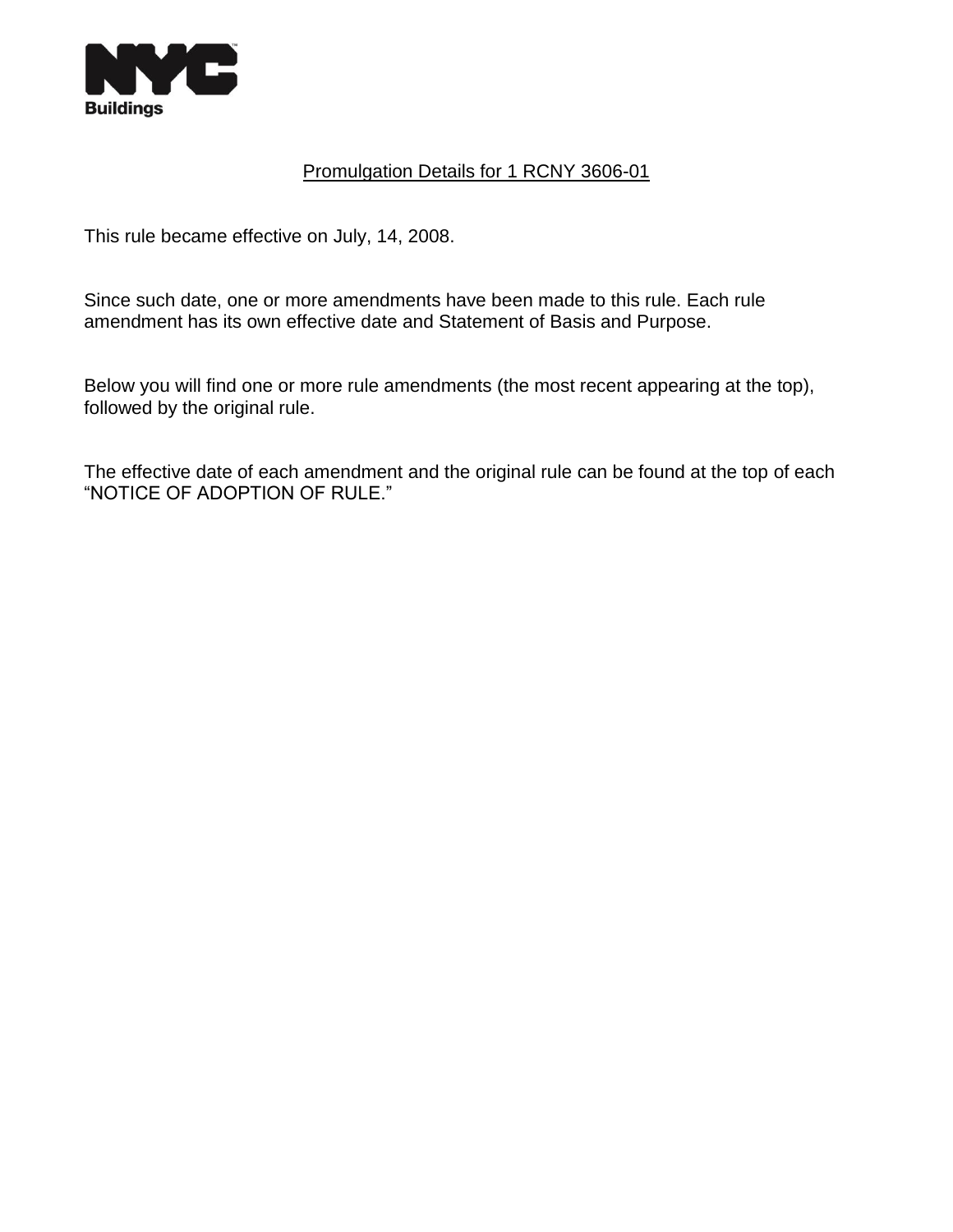NYC Buildings

<u>Promulgation Details for 1 RCNY 3606-01</u>

This rule became effective on July, 14, 2008.

Since such date, one or more amendments have been made to this rule. Each rule amendment has its own effective date and Statement of Basis and Purpose.

Below you will find one or more rule amendments (the most recent appearing at the top), followed by the original rule.

The effective date of each amendment and the original rule can be found at the top of each "NOTICE OF ADOPTION OF RULE."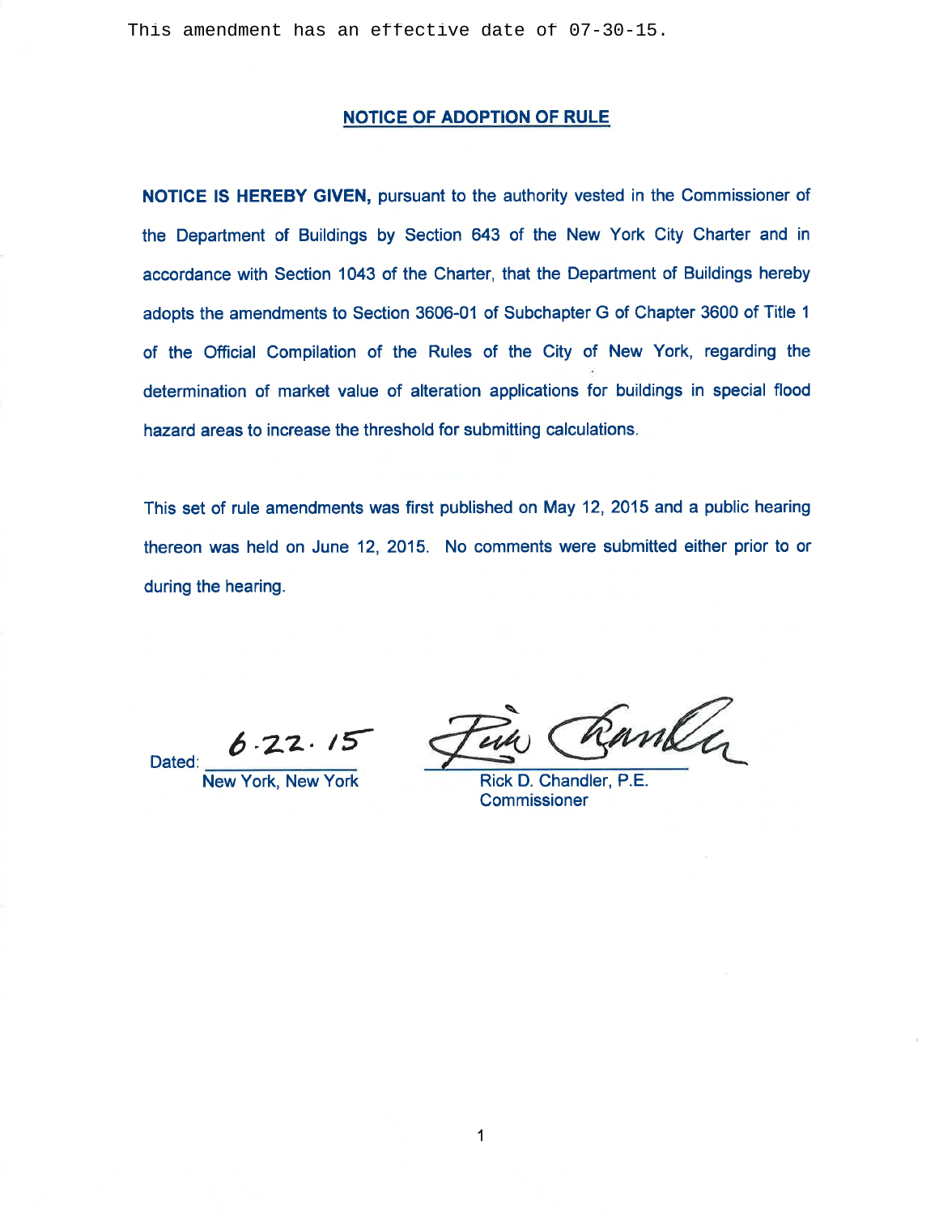This amendment has an effective date of 07-30-15.

## NOTICE OF ADOPTION OF RULE

**NOTICE IS HEREBY GIVEN,** pursuant to the authority vested in the Commissioner of the Department of Buildings by Section 643 of the New York City Charter and in accordance with Section 1043 of the Charter, that the Department of Buildings hereby adopts the amendments to Section 3606-01 of Subchapter G of Chapter 3600 of Title 1 of the Official Compilation of the Rules of the City of New York, regarding the determination of market value of alteration applications for buildings in special flood hazard areas to increase the threshold for submitting calculations.

This set of rule amendments was first published on May 12, 2015 and a public hearing thereon was held on June 12, 2015. No comments were submitted either prior to or during the hearing.

Dated: 6.22.15
New York, New York

Rick D. Chandler, P.E.
Commissioner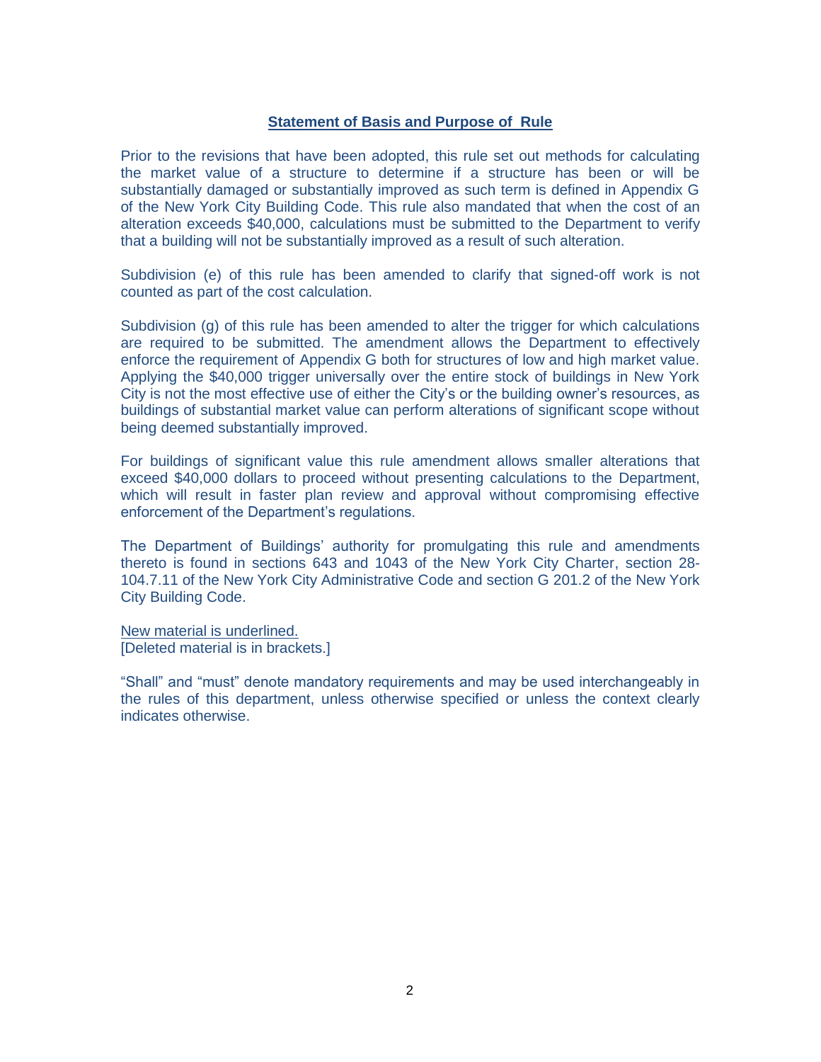## Statement of Basis and Purpose of Rule

Prior to the revisions that have been adopted, this rule set out methods for calculating the market value of a structure to determine if a structure has been or will be substantially damaged or substantially improved as such term is defined in Appendix G of the New York City Building Code. This rule also mandated that when the cost of an alteration exceeds $40,000, calculations must be submitted to the Department to verify that a building will not be substantially improved as a result of such alteration.

Subdivision (e) of this rule has been amended to clarify that signed-off work is not counted as part of the cost calculation.

Subdivision (g) of this rule has been amended to alter the trigger for which calculations are required to be submitted. The amendment allows the Department to effectively enforce the requirement of Appendix G both for structures of low and high market value. Applying the $40,000 trigger universally over the entire stock of buildings in New York City is not the most effective use of either the City's or the building owner's resources, as buildings of substantial market value can perform alterations of significant scope without being deemed substantially improved.

For buildings of significant value this rule amendment allows smaller alterations that exceed $40,000 dollars to proceed without presenting calculations to the Department, which will result in faster plan review and approval without compromising effective enforcement of the Department's regulations.

The Department of Buildings' authority for promulgating this rule and amendments thereto is found in sections 643 and 1043 of the New York City Charter, section 28-104.7.11 of the New York City Administrative Code and section G 201.2 of the New York City Building Code.

<u>New material is underlined.</u>
[Deleted material is in brackets.]

"Shall" and "must" denote mandatory requirements and may be used interchangeably in the rules of this department, unless otherwise specified or unless the context clearly indicates otherwise.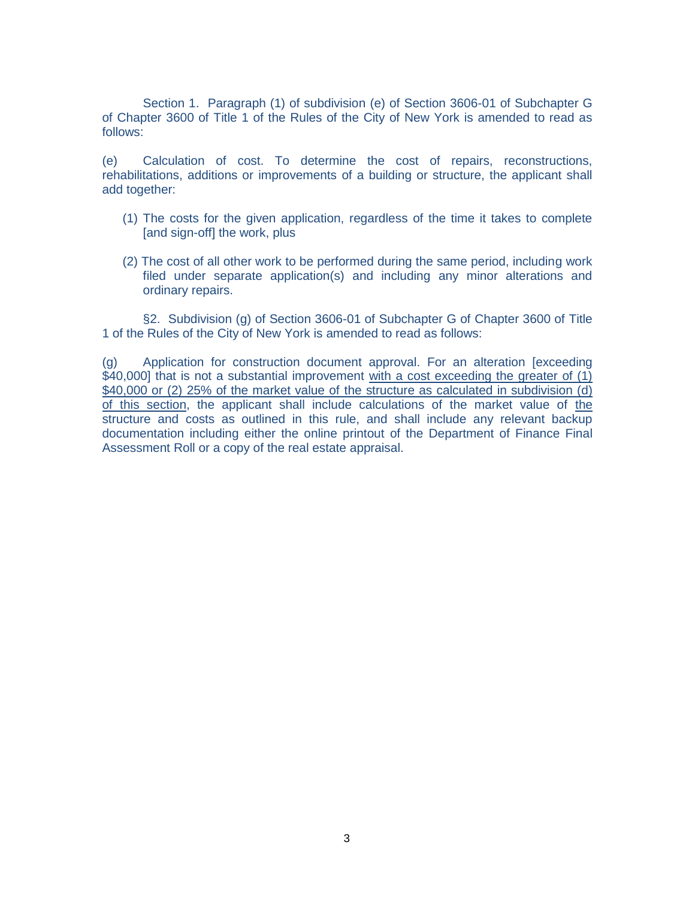Section 1. Paragraph (1) of subdivision (e) of Section 3606-01 of Subchapter G of Chapter 3600 of Title 1 of the Rules of the City of New York is amended to read as follows:

(e) Calculation of cost. To determine the cost of repairs, reconstructions, rehabilitations, additions or improvements of a building or structure, the applicant shall add together:

(1) The costs for the given application, regardless of the time it takes to complete [and sign-off] the work, plus

(2) The cost of all other work to be performed during the same period, including work filed under separate application(s) and including any minor alterations and ordinary repairs.

§2. Subdivision (g) of Section 3606-01 of Subchapter G of Chapter 3600 of Title 1 of the Rules of the City of New York is amended to read as follows:

(g) Application for construction document approval. For an alteration [exceeding $40,000] that is not a substantial improvement <u>with a cost exceeding the greater of (1) $40,000 or (2) 25% of the market value of the structure as calculated in subdivision (d) of this section</u>, the applicant shall include calculations of the market value of <u>the</u> structure and costs as outlined in this rule, and shall include any relevant backup documentation including either the online printout of the Department of Finance Final Assessment Roll or a copy of the real estate appraisal.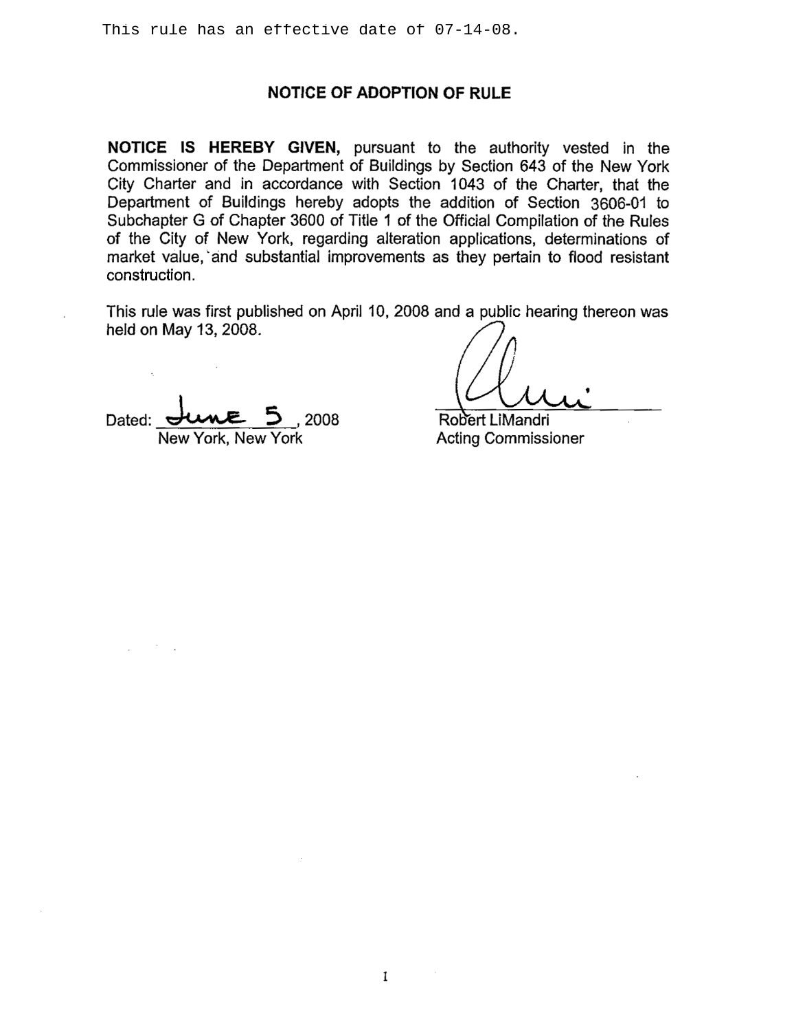This rule has an effective date of 07-14-08.

## NOTICE OF ADOPTION OF RULE

**NOTICE IS HEREBY GIVEN,** pursuant to the authority vested in the Commissioner of the Department of Buildings by Section 643 of the New York City Charter and in accordance with Section 1043 of the Charter, that the Department of Buildings hereby adopts the addition of Section 3606-01 to Subchapter G of Chapter 3600 of Title 1 of the Official Compilation of the Rules of the City of New York, regarding alteration applications, determinations of market value, and substantial improvements as they pertain to flood resistant construction.

This rule was first published on April 10, 2008 and a public hearing thereon was held on May 13, 2008.

Dated: June 5, 2008
New York, New York

Robert LiMandri
Acting Commissioner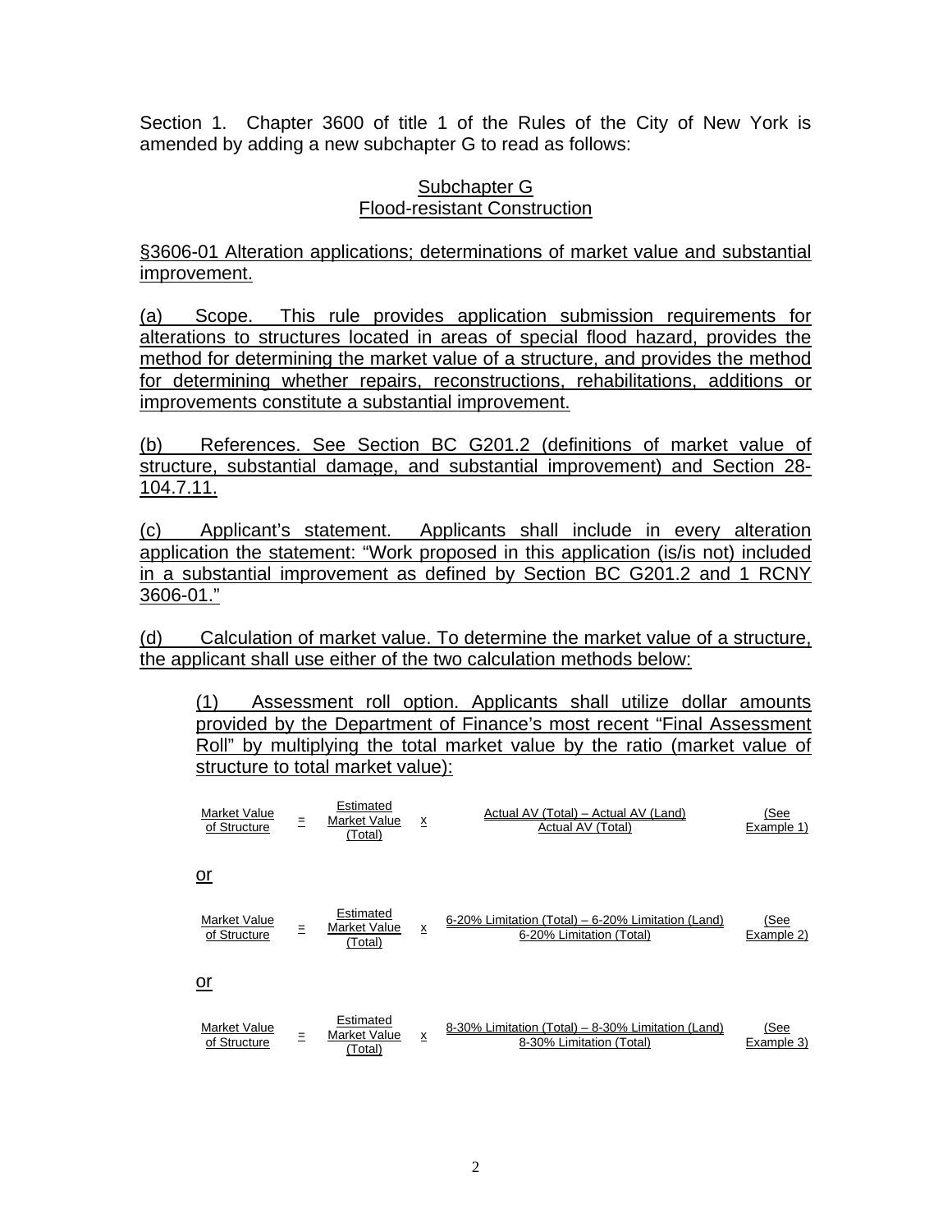Section 1. Chapter 3600 of title 1 of the Rules of the City of New York is amended by adding a new subchapter G to read as follows:

## Subchapter G
## Flood-resistant Construction

§3606-01 Alteration applications; determinations of market value and substantial improvement.

(a) Scope. This rule provides application submission requirements for alterations to structures located in areas of special flood hazard, provides the method for determining the market value of a structure, and provides the method for determining whether repairs, reconstructions, rehabilitations, additions or improvements constitute a substantial improvement.

(b) References. See Section BC G201.2 (definitions of market value of structure, substantial damage, and substantial improvement) and Section 28-104.7.11.

(c) Applicant's statement. Applicants shall include in every alteration application the statement: "Work proposed in this application (is/is not) included in a substantial improvement as defined by Section BC G201.2 and 1 RCNY 3606-01."

(d) Calculation of market value. To determine the market value of a structure, the applicant shall use either of the two calculation methods below:

(1) Assessment roll option. Applicants shall utilize dollar amounts provided by the Department of Finance's most recent "Final Assessment Roll" by multiplying the total market value by the ratio (market value of structure to total market value):

$$\text{Market Value of Structure} = \text{Estimated Market Value (Total)} \times \frac{\text{Actual AV (Total)} - \text{Actual AV (Land)}}{\text{Actual AV (Total)}} \quad \text{(See Example 1)}$$

or

$$\text{Market Value of Structure} = \text{Estimated Market Value (Total)} \times \frac{\text{6-20\% Limitation (Total)} - \text{6-20\% Limitation (Land)}}{\text{6-20\% Limitation (Total)}} \quad \text{(See Example 2)}$$

or

$$\text{Market Value of Structure} = \text{Estimated Market Value (Total)} \times \frac{\text{8-30\% Limitation (Total)} - \text{8-30\% Limitation (Land)}}{\text{8-30\% Limitation (Total)}} \quad \text{(See Example 3)}$$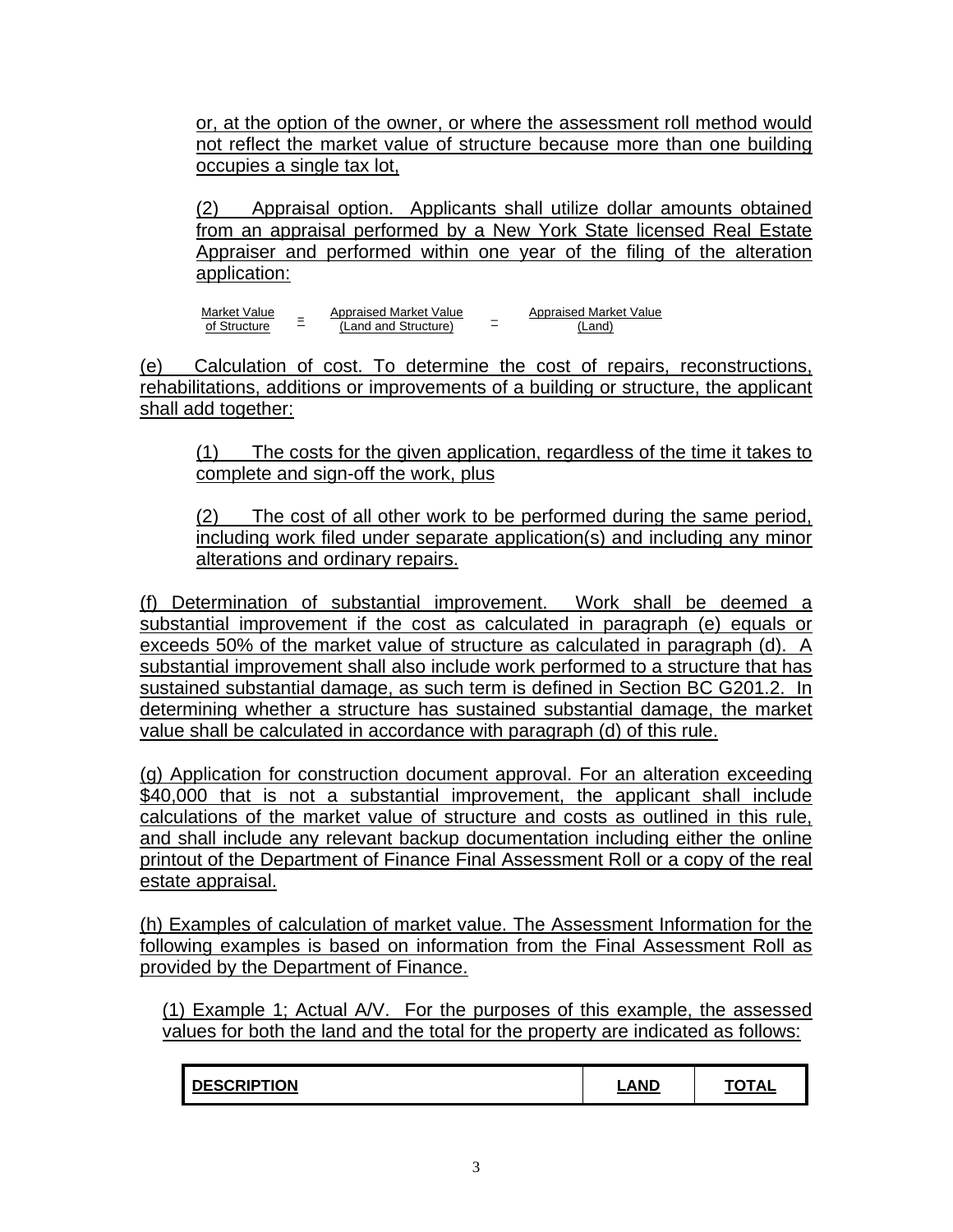or, at the option of the owner, or where the assessment roll method would not reflect the market value of structure because more than one building occupies a single tax lot,

(2) Appraisal option. Applicants shall utilize dollar amounts obtained from an appraisal performed by a New York State licensed Real Estate Appraiser and performed within one year of the filing of the alteration application:

$$\text{Market Value of Structure} = \text{Appraised Market Value (Land and Structure)} - \text{Appraised Market Value (Land)}$$

(e) Calculation of cost. To determine the cost of repairs, reconstructions, rehabilitations, additions or improvements of a building or structure, the applicant shall add together:

(1) The costs for the given application, regardless of the time it takes to complete and sign-off the work, plus

(2) The cost of all other work to be performed during the same period, including work filed under separate application(s) and including any minor alterations and ordinary repairs.

(f) Determination of substantial improvement. Work shall be deemed a substantial improvement if the cost as calculated in paragraph (e) equals or exceeds 50% of the market value of structure as calculated in paragraph (d). A substantial improvement shall also include work performed to a structure that has sustained substantial damage, as such term is defined in Section BC G201.2. In determining whether a structure has sustained substantial damage, the market value shall be calculated in accordance with paragraph (d) of this rule.

(g) Application for construction document approval. For an alteration exceeding $40,000 that is not a substantial improvement, the applicant shall include calculations of the market value of structure and costs as outlined in this rule, and shall include any relevant backup documentation including either the online printout of the Department of Finance Final Assessment Roll or a copy of the real estate appraisal.

(h) Examples of calculation of market value. The Assessment Information for the following examples is based on information from the Final Assessment Roll as provided by the Department of Finance.

(1) Example 1; Actual A/V. For the purposes of this example, the assessed values for both the land and the total for the property are indicated as follows:

| DESCRIPTION | LAND | TOTAL |
|---|---|---|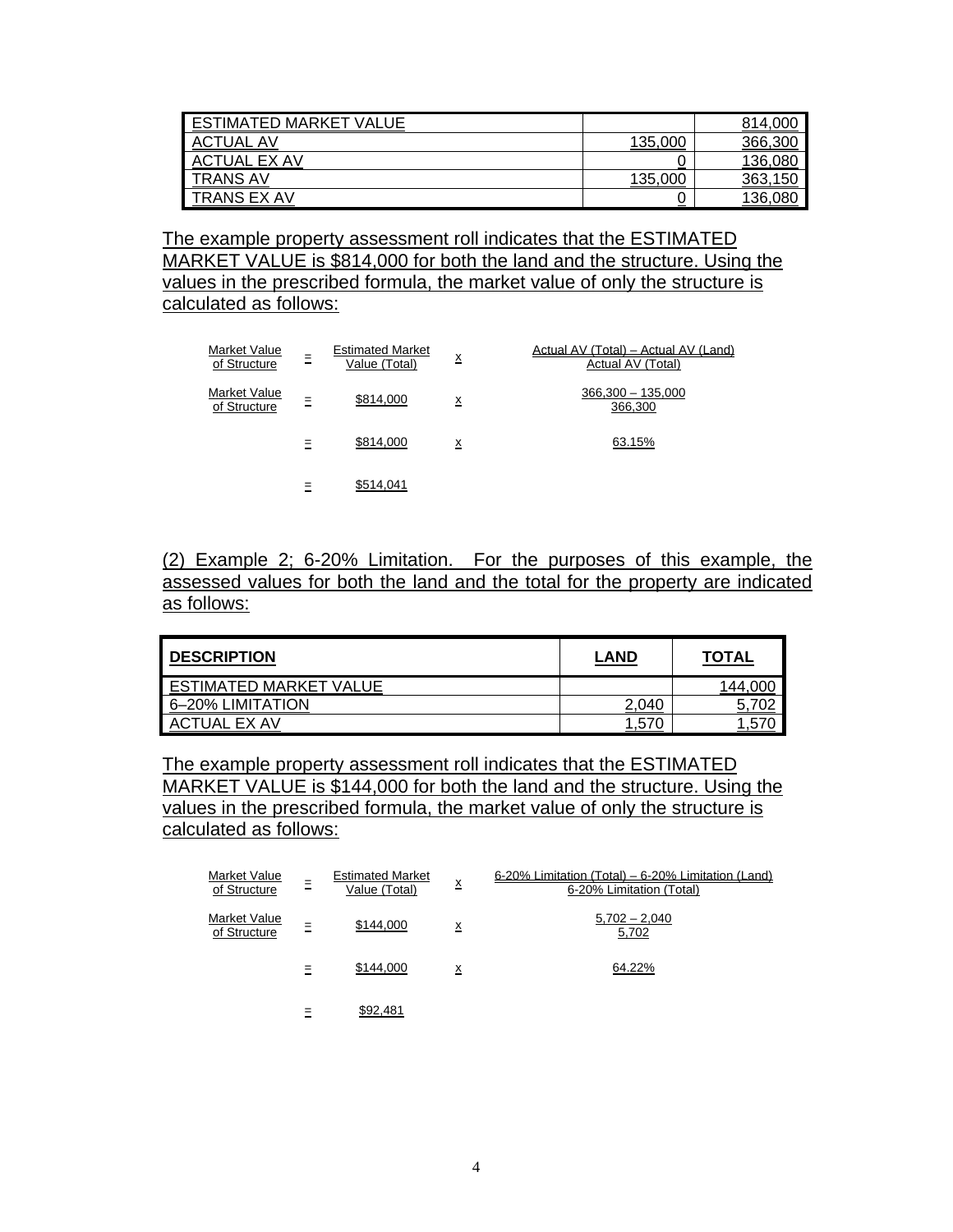| | | |
|---|---|---|
| ESTIMATED MARKET VALUE | | 814,000 |
| ACTUAL AV | 135,000 | 366,300 |
| ACTUAL EX AV | 0 | 136,080 |
| TRANS AV | 135,000 | 363,150 |
| TRANS EX AV | 0 | 136,080 |

The example property assessment roll indicates that the ESTIMATED MARKET VALUE is $814,000 for both the land and the structure. Using the values in the prescribed formula, the market value of only the structure is calculated as follows:

$$\text{Market Value of Structure} = \text{Estimated Market Value (Total)} \times \frac{\text{Actual AV (Total)} - \text{Actual AV (Land)}}{\text{Actual AV (Total)}}$$

$$\text{Market Value of Structure} = \$814,000 \times \frac{366,300 - 135,000}{366,300}$$

$$= \$814,000 \times 63.15\%$$

$$= \$514,041$$

(2) Example 2; 6-20% Limitation. For the purposes of this example, the assessed values for both the land and the total for the property are indicated as follows:

| DESCRIPTION | LAND | TOTAL |
|---|---|---|
| ESTIMATED MARKET VALUE | | 144,000 |
| 6–20% LIMITATION | 2,040 | 5,702 |
| ACTUAL EX AV | 1,570 | 1,570 |

The example property assessment roll indicates that the ESTIMATED MARKET VALUE is $144,000 for both the land and the structure. Using the values in the prescribed formula, the market value of only the structure is calculated as follows:

$$\text{Market Value of Structure} = \text{Estimated Market Value (Total)} \times \frac{\text{6-20\% Limitation (Total)} - \text{6-20\% Limitation (Land)}}{\text{6-20\% Limitation (Total)}}$$

$$\text{Market Value of Structure} = \$144,000 \times \frac{5,702 - 2,040}{5,702}$$

$$= \$144,000 \times 64.22\%$$

$$= \$92,481$$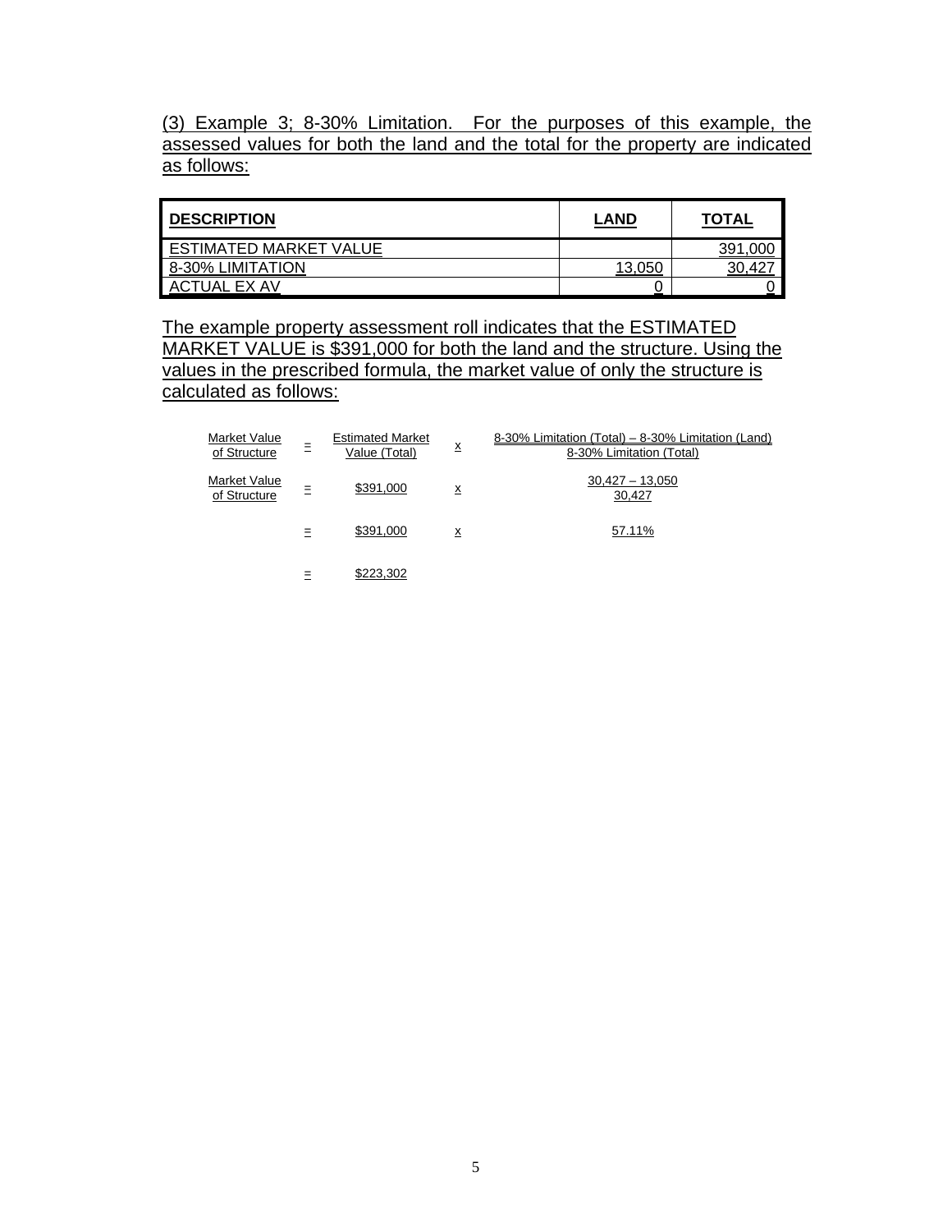(3) Example 3; 8-30% Limitation. For the purposes of this example, the assessed values for both the land and the total for the property are indicated as follows:

| DESCRIPTION | LAND | TOTAL |
|---|---|---|
| ESTIMATED MARKET VALUE | | 391,000 |
| 8-30% LIMITATION | 13,050 | 30,427 |
| ACTUAL EX AV | 0 | 0 |

The example property assessment roll indicates that the ESTIMATED MARKET VALUE is $391,000 for both the land and the structure. Using the values in the prescribed formula, the market value of only the structure is calculated as follows:

$$\text{Market Value of Structure} = \text{Estimated Market Value (Total)} \times \frac{\text{8-30\% Limitation (Total)} - \text{8-30\% Limitation (Land)}}{\text{8-30\% Limitation (Total)}}$$

$$\text{Market Value of Structure} = \$391{,}000 \times \frac{30{,}427 - 13{,}050}{30{,}427}$$

$$= \$391{,}000 \times 57.11\%$$

$$= \$223{,}302$$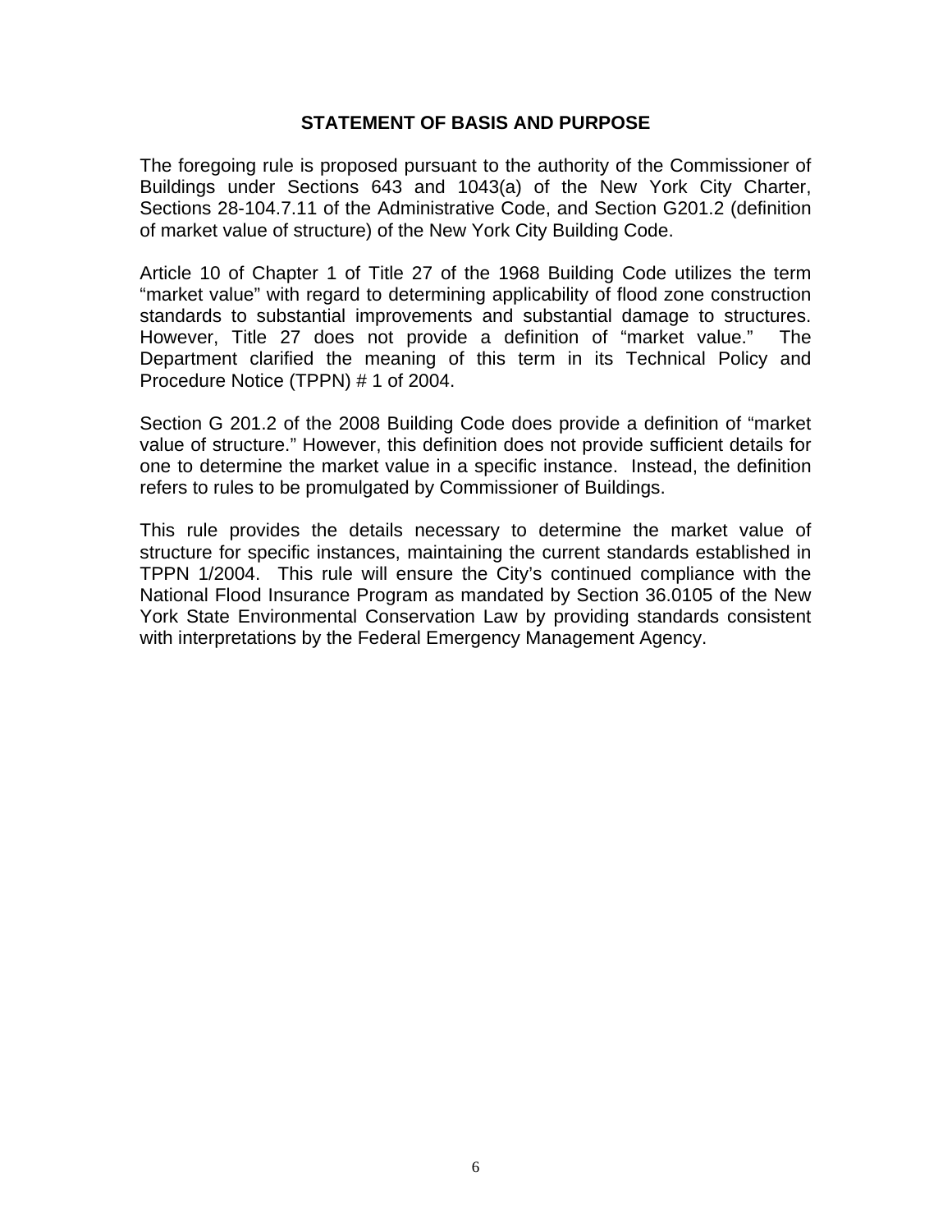## STATEMENT OF BASIS AND PURPOSE

The foregoing rule is proposed pursuant to the authority of the Commissioner of Buildings under Sections 643 and 1043(a) of the New York City Charter, Sections 28-104.7.11 of the Administrative Code, and Section G201.2 (definition of market value of structure) of the New York City Building Code.

Article 10 of Chapter 1 of Title 27 of the 1968 Building Code utilizes the term "market value" with regard to determining applicability of flood zone construction standards to substantial improvements and substantial damage to structures. However, Title 27 does not provide a definition of "market value." The Department clarified the meaning of this term in its Technical Policy and Procedure Notice (TPPN) # 1 of 2004.

Section G 201.2 of the 2008 Building Code does provide a definition of "market value of structure." However, this definition does not provide sufficient details for one to determine the market value in a specific instance. Instead, the definition refers to rules to be promulgated by Commissioner of Buildings.

This rule provides the details necessary to determine the market value of structure for specific instances, maintaining the current standards established in TPPN 1/2004. This rule will ensure the City's continued compliance with the National Flood Insurance Program as mandated by Section 36.0105 of the New York State Environmental Conservation Law by providing standards consistent with interpretations by the Federal Emergency Management Agency.